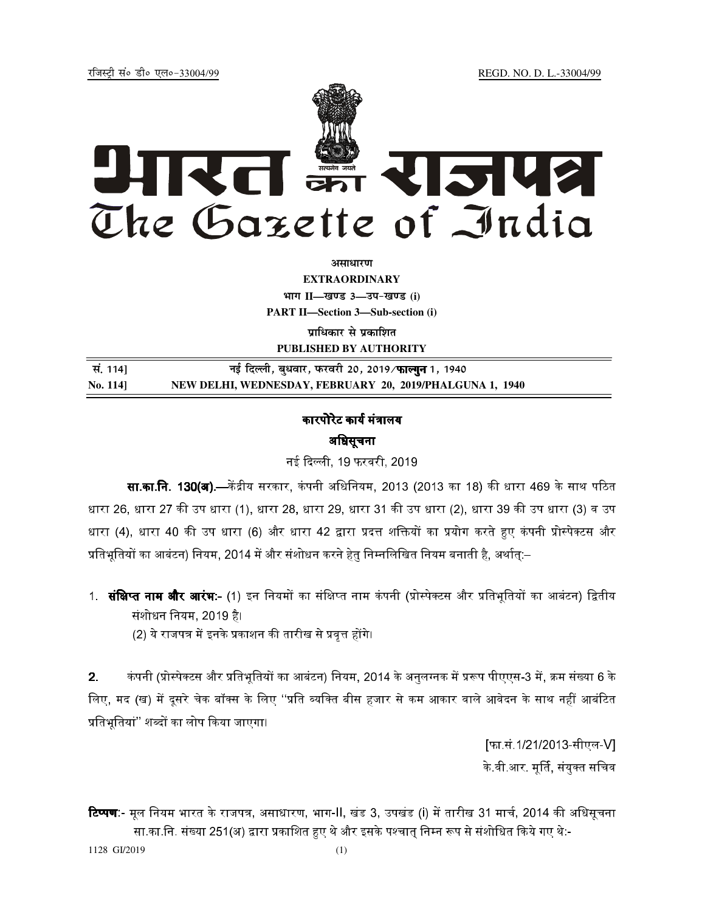रजिस्ट्री सं० डी० एल०-33004/99 REGD. NO. D. L.-33004/99

# भारत का राजपत्र
# The Gazette of India

**असाधारण**

**EXTRAORDINARY**

**भाग II—खण्ड 3—उप-खण्ड (i)**

**PART II—Section 3—Sub-section (i)**

**प्राधिकार से प्रकाशित**

**PUBLISHED BY AUTHORITY**

| | |
|---|---|
| सं. 114] | नई दिल्ली, बुधवार, फरवरी 20, 2019/फाल्गुन 1, 1940 |
| No. 114] | NEW DELHI, WEDNESDAY, FEBRUARY 20, 2019/PHALGUNA 1, 1940 |

## कारपोरेट कार्य मंत्रालय

### अधिसूचना

नई दिल्ली, 19 फरवरी, 2019

**सा.का.नि. 130(अ).**—केंद्रीय सरकार, कंपनी अधिनियम, 2013 (2013 का 18) की धारा 469 के साथ पठित धारा 26, धारा 27 की उप धारा (1), धारा 28, धारा 29, धारा 31 की उप धारा (2), धारा 39 की उप धारा (3) व उप धारा (4), धारा 40 की उप धारा (6) और धारा 42 द्वारा प्रदत्त शक्तियों का प्रयोग करते हुए कंपनी प्रोस्पेक्टस और प्रतिभूतियों का आबंटन) नियम, 2014 में और संशोधन करने हेतु निम्नलिखित नियम बनाती है, अर्थात्:–

1. **संक्षिप्त नाम और आरंभ:-** (1) इन नियमों का संक्षिप्त नाम कंपनी (प्रोस्पेक्टस और प्रतिभूतियों का आबंटन) द्वितीय संशोधन नियम, 2019 है।
   (2) ये राजपत्र में इनके प्रकाशन की तारीख से प्रवृत्त होंगे।

2. कंपनी (प्रोस्पेक्टस और प्रतिभूतियों का आबंटन) नियम, 2014 के अनुलग्नक में प्ररूप पीएएस-3 में, क्रम संख्या 6 के लिए, मद (ख) में दूसरे चेक बॉक्स के लिए "प्रति व्यक्ति बीस हजार से कम आकार वाले आवेदन के साथ नहीं आबंटित प्रतिभूतियां" शब्दों का लोप किया जाएगा।

[फा.सं.1/21/2013-सीएल-V]

के.वी.आर. मूर्ति, संयुक्त सचिव

**टिप्पण**:- मूल नियम भारत के राजपत्र, असाधारण, भाग-II, खंड 3, उपखंड (i) में तारीख 31 मार्च, 2014 की अधिसूचना सा.का.नि. संख्या 251(अ) द्वारा प्रकाशित हुए थे और इसके पश्चात् निम्न रूप से संशोधित किये गए थे:-

1128 GI/2019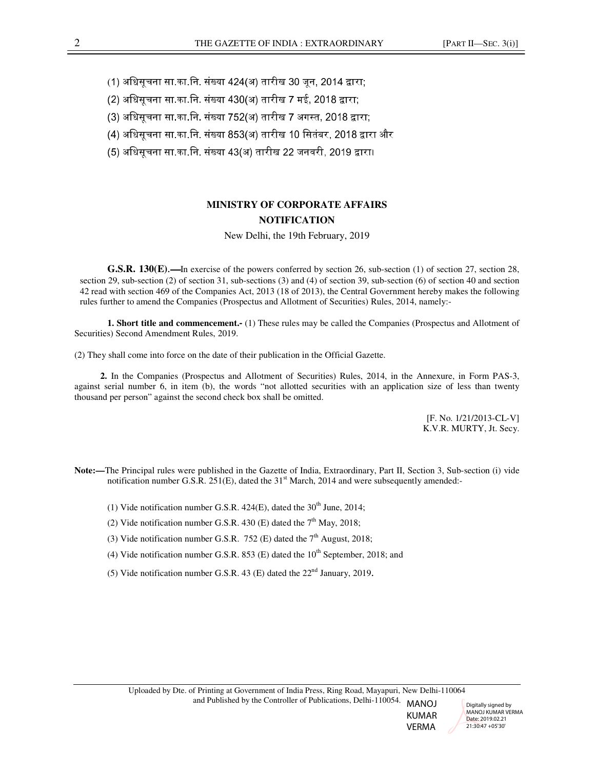(1) अधिसूचना सा.का.नि. संख्या 424(अ) तारीख 30 जून, 2014 द्वारा;

(2) अधिसूचना सा.का.नि. संख्या 430(अ) तारीख 7 मई, 2018 द्वारा;

(3) अधिसूचना सा.का.नि. संख्या 752(अ) तारीख 7 अगस्त, 2018 द्वारा;

(4) अधिसूचना सा.का.नि. संख्या 853(अ) तारीख 10 सितंबर, 2018 द्वारा और

(5) अधिसूचना सा.का.नि. संख्या 43(अ) तारीख 22 जनवरी, 2019 द्वारा।

## MINISTRY OF CORPORATE AFFAIRS

## NOTIFICATION

New Delhi, the 19th February, 2019

**G.S.R. 130(E).—**In exercise of the powers conferred by section 26, sub-section (1) of section 27, section 28, section 29, sub-section (2) of section 31, sub-sections (3) and (4) of section 39, sub-section (6) of section 40 and section 42 read with section 469 of the Companies Act, 2013 (18 of 2013), the Central Government hereby makes the following rules further to amend the Companies (Prospectus and Allotment of Securities) Rules, 2014, namely:-

**1. Short title and commencement.-** (1) These rules may be called the Companies (Prospectus and Allotment of Securities) Second Amendment Rules, 2019.

(2) They shall come into force on the date of their publication in the Official Gazette.

**2.** In the Companies (Prospectus and Allotment of Securities) Rules, 2014, in the Annexure, in Form PAS-3, against serial number 6, in item (b), the words "not allotted securities with an application size of less than twenty thousand per person" against the second check box shall be omitted.

[F. No. 1/21/2013-CL-V]
K.V.R. MURTY, Jt. Secy.

**Note:—**The Principal rules were published in the Gazette of India, Extraordinary, Part II, Section 3, Sub-section (i) vide notification number G.S.R. 251(E), dated the 31st March, 2014 and were subsequently amended:-

(1) Vide notification number G.S.R. 424(E), dated the 30th June, 2014;

(2) Vide notification number G.S.R. 430 (E) dated the 7th May, 2018;

(3) Vide notification number G.S.R. 752 (E) dated the 7th August, 2018;

(4) Vide notification number G.S.R. 853 (E) dated the 10th September, 2018; and

(5) Vide notification number G.S.R. 43 (E) dated the 22nd January, 2019.

Uploaded by Dte. of Printing at Government of India Press, Ring Road, Mayapuri, New Delhi-110064 and Published by the Controller of Publications, Delhi-110054.

MANOJ KUMAR VERMA

Digitally signed by MANOJ KUMAR VERMA
Date: 2019.02.21 21:30:47 +05'30'